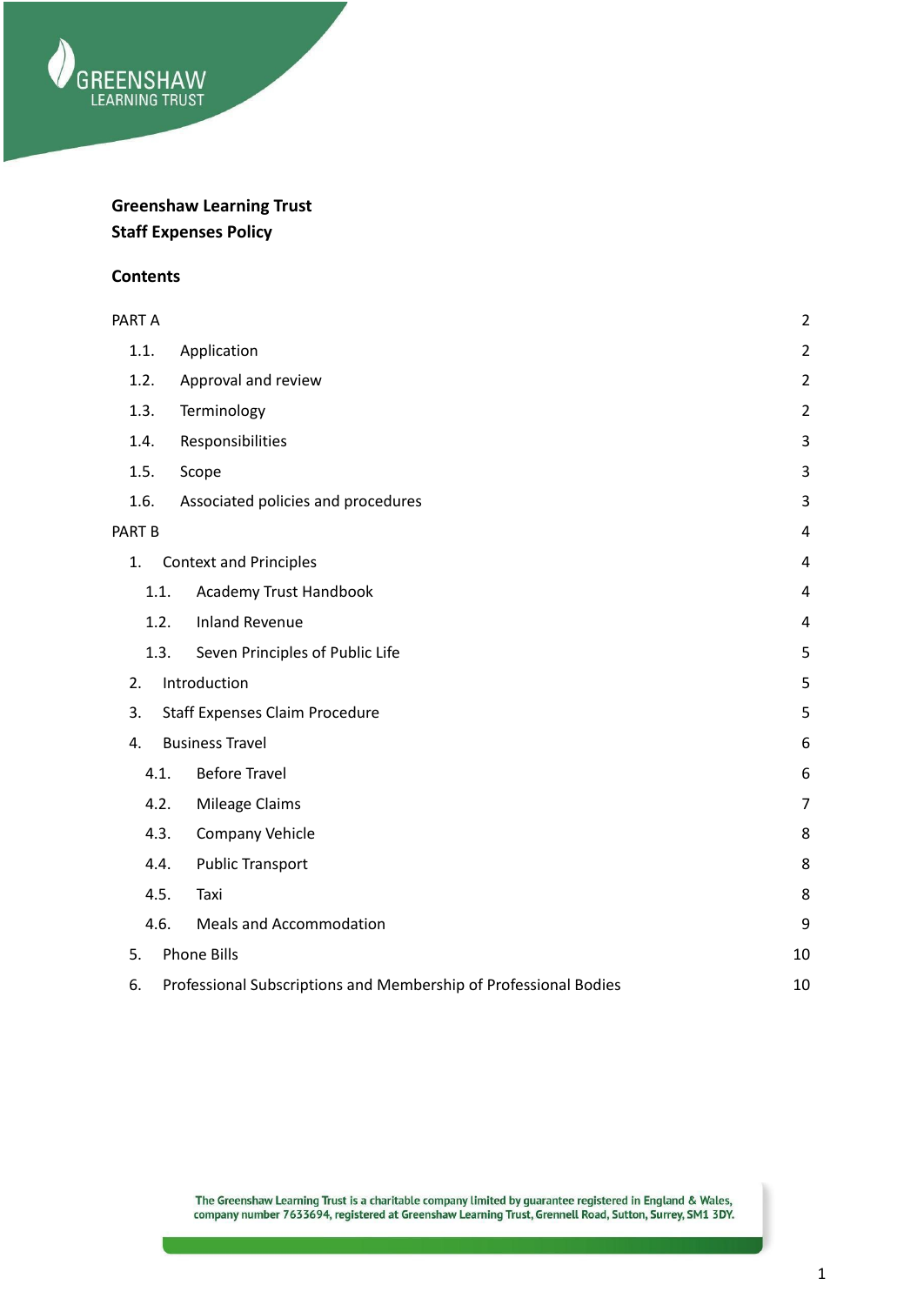**Greenshaw Learning Trust**
**Staff Expenses Policy**

**Contents**

| | |
|---|---|
| PART A | 2 |
| 1.1. Application | 2 |
| 1.2. Approval and review | 2 |
| 1.3. Terminology | 2 |
| 1.4. Responsibilities | 3 |
| 1.5. Scope | 3 |
| 1.6. Associated policies and procedures | 3 |
| PART B | 4 |
| 1. Context and Principles | 4 |
| 1.1. Academy Trust Handbook | 4 |
| 1.2. Inland Revenue | 4 |
| 1.3. Seven Principles of Public Life | 5 |
| 2. Introduction | 5 |
| 3. Staff Expenses Claim Procedure | 5 |
| 4. Business Travel | 6 |
| 4.1. Before Travel | 6 |
| 4.2. Mileage Claims | 7 |
| 4.3. Company Vehicle | 8 |
| 4.4. Public Transport | 8 |
| 4.5. Taxi | 8 |
| 4.6. Meals and Accommodation | 9 |
| 5. Phone Bills | 10 |
| 6. Professional Subscriptions and Membership of Professional Bodies | 10 |

The Greenshaw Learning Trust is a charitable company limited by guarantee registered in England & Wales, company number 7633694, registered at Greenshaw Learning Trust, Grennell Road, Sutton, Surrey, SM1 3DY.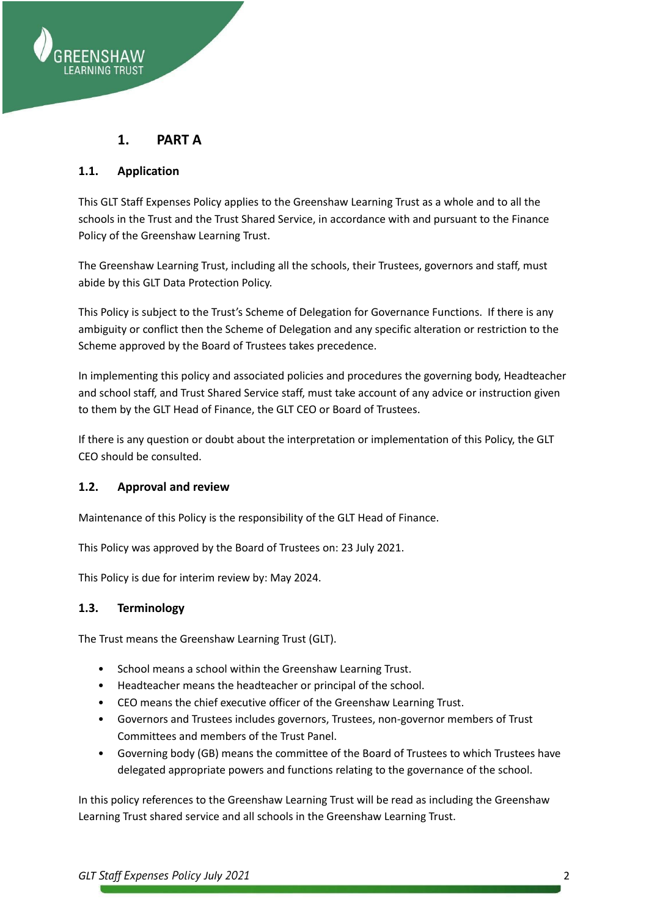# 1. PART A

## 1.1. Application

This GLT Staff Expenses Policy applies to the Greenshaw Learning Trust as a whole and to all the schools in the Trust and the Trust Shared Service, in accordance with and pursuant to the Finance Policy of the Greenshaw Learning Trust.

The Greenshaw Learning Trust, including all the schools, their Trustees, governors and staff, must abide by this GLT Data Protection Policy.

This Policy is subject to the Trust's Scheme of Delegation for Governance Functions. If there is any ambiguity or conflict then the Scheme of Delegation and any specific alteration or restriction to the Scheme approved by the Board of Trustees takes precedence.

In implementing this policy and associated policies and procedures the governing body, Headteacher and school staff, and Trust Shared Service staff, must take account of any advice or instruction given to them by the GLT Head of Finance, the GLT CEO or Board of Trustees.

If there is any question or doubt about the interpretation or implementation of this Policy, the GLT CEO should be consulted.

## 1.2. Approval and review

Maintenance of this Policy is the responsibility of the GLT Head of Finance.

This Policy was approved by the Board of Trustees on: 23 July 2021.

This Policy is due for interim review by: May 2024.

## 1.3. Terminology

The Trust means the Greenshaw Learning Trust (GLT).

- School means a school within the Greenshaw Learning Trust.
- Headteacher means the headteacher or principal of the school.
- CEO means the chief executive officer of the Greenshaw Learning Trust.
- Governors and Trustees includes governors, Trustees, non-governor members of Trust Committees and members of the Trust Panel.
- Governing body (GB) means the committee of the Board of Trustees to which Trustees have delegated appropriate powers and functions relating to the governance of the school.

In this policy references to the Greenshaw Learning Trust will be read as including the Greenshaw Learning Trust shared service and all schools in the Greenshaw Learning Trust.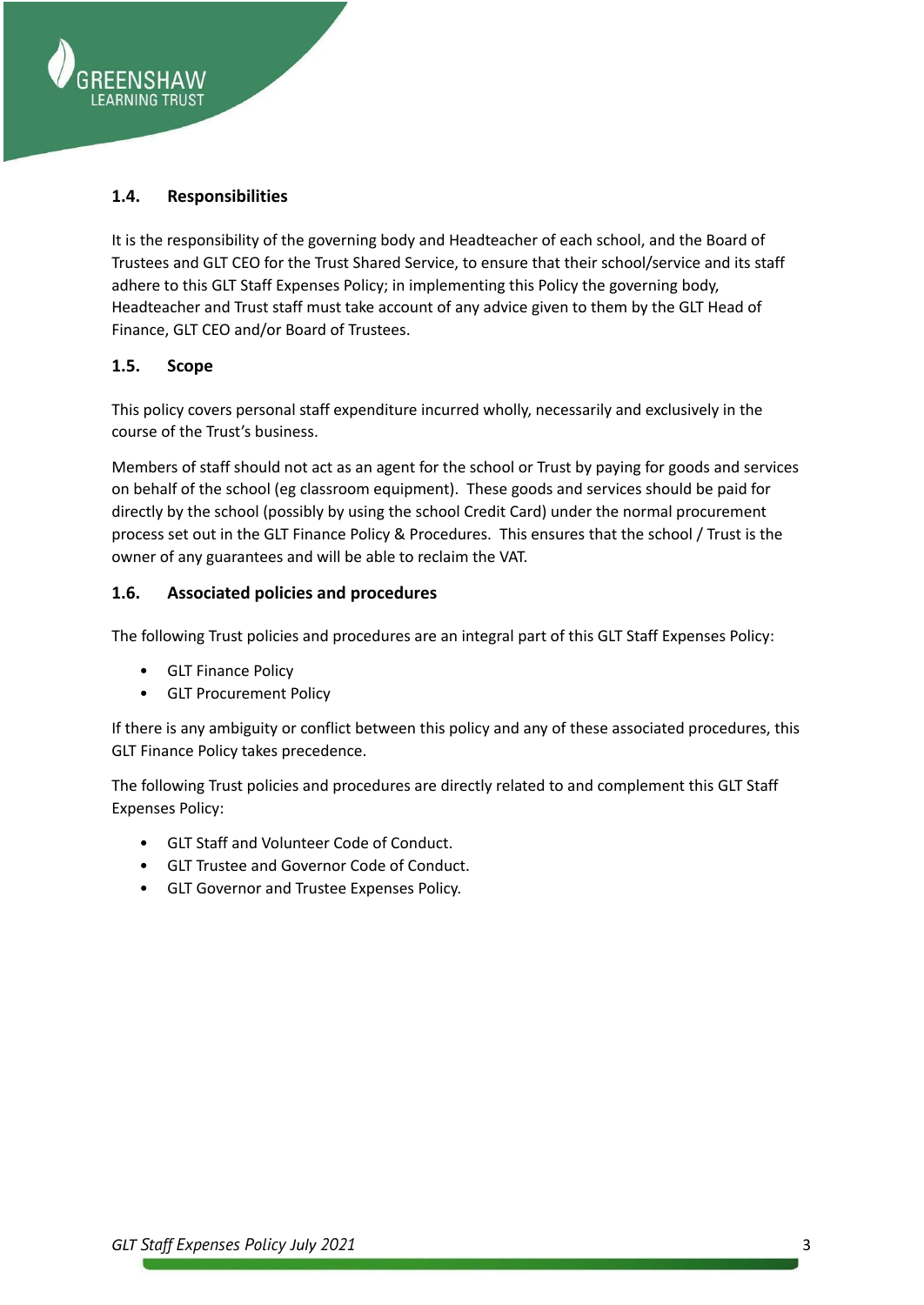### 1.4. Responsibilities

It is the responsibility of the governing body and Headteacher of each school, and the Board of Trustees and GLT CEO for the Trust Shared Service, to ensure that their school/service and its staff adhere to this GLT Staff Expenses Policy; in implementing this Policy the governing body, Headteacher and Trust staff must take account of any advice given to them by the GLT Head of Finance, GLT CEO and/or Board of Trustees.

### 1.5. Scope

This policy covers personal staff expenditure incurred wholly, necessarily and exclusively in the course of the Trust's business.

Members of staff should not act as an agent for the school or Trust by paying for goods and services on behalf of the school (eg classroom equipment). These goods and services should be paid for directly by the school (possibly by using the school Credit Card) under the normal procurement process set out in the GLT Finance Policy & Procedures. This ensures that the school / Trust is the owner of any guarantees and will be able to reclaim the VAT.

### 1.6. Associated policies and procedures

The following Trust policies and procedures are an integral part of this GLT Staff Expenses Policy:

- GLT Finance Policy
- GLT Procurement Policy

If there is any ambiguity or conflict between this policy and any of these associated procedures, this GLT Finance Policy takes precedence.

The following Trust policies and procedures are directly related to and complement this GLT Staff Expenses Policy:

- GLT Staff and Volunteer Code of Conduct.
- GLT Trustee and Governor Code of Conduct.
- GLT Governor and Trustee Expenses Policy.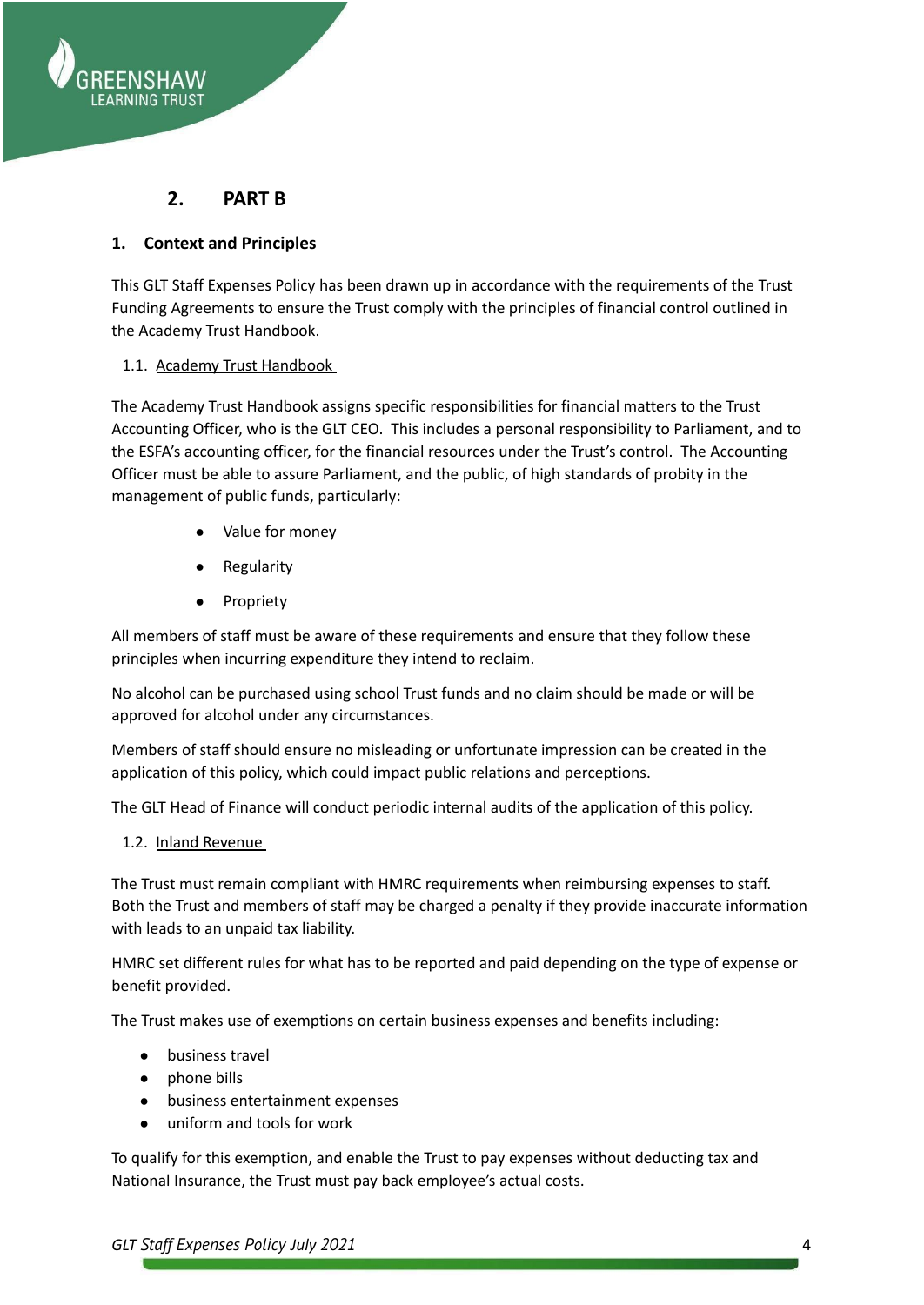## 2. PART B

### 1. Context and Principles

This GLT Staff Expenses Policy has been drawn up in accordance with the requirements of the Trust Funding Agreements to ensure the Trust comply with the principles of financial control outlined in the Academy Trust Handbook.

#### 1.1. Academy Trust Handbook

The Academy Trust Handbook assigns specific responsibilities for financial matters to the Trust Accounting Officer, who is the GLT CEO. This includes a personal responsibility to Parliament, and to the ESFA's accounting officer, for the financial resources under the Trust's control. The Accounting Officer must be able to assure Parliament, and the public, of high standards of probity in the management of public funds, particularly:

- Value for money
- Regularity
- Propriety

All members of staff must be aware of these requirements and ensure that they follow these principles when incurring expenditure they intend to reclaim.

No alcohol can be purchased using school Trust funds and no claim should be made or will be approved for alcohol under any circumstances.

Members of staff should ensure no misleading or unfortunate impression can be created in the application of this policy, which could impact public relations and perceptions.

The GLT Head of Finance will conduct periodic internal audits of the application of this policy.

#### 1.2. Inland Revenue

The Trust must remain compliant with HMRC requirements when reimbursing expenses to staff. Both the Trust and members of staff may be charged a penalty if they provide inaccurate information with leads to an unpaid tax liability.

HMRC set different rules for what has to be reported and paid depending on the type of expense or benefit provided.

The Trust makes use of exemptions on certain business expenses and benefits including:

- business travel
- phone bills
- business entertainment expenses
- uniform and tools for work

To qualify for this exemption, and enable the Trust to pay expenses without deducting tax and National Insurance, the Trust must pay back employee's actual costs.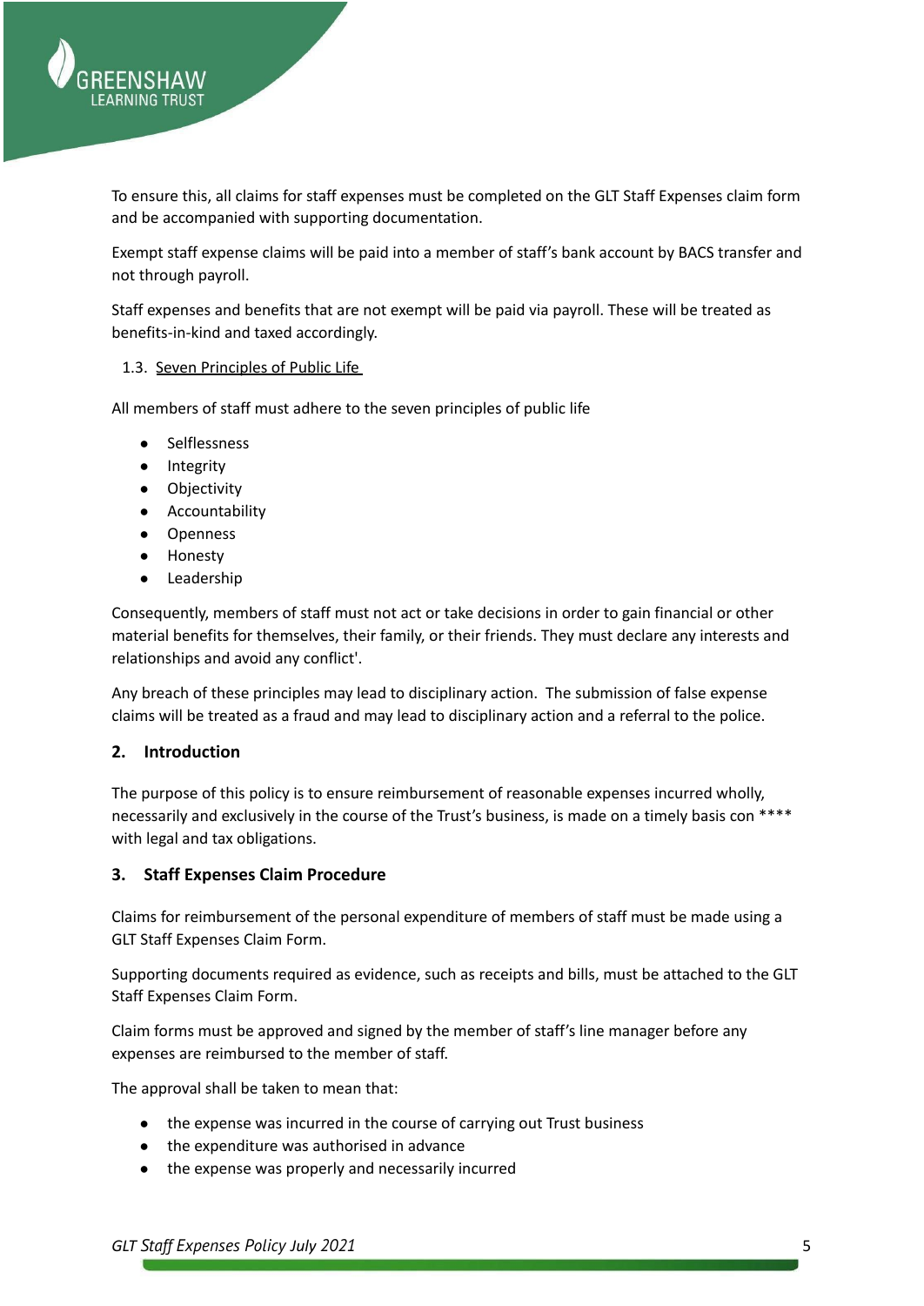To ensure this, all claims for staff expenses must be completed on the GLT Staff Expenses claim form and be accompanied with supporting documentation.

Exempt staff expense claims will be paid into a member of staff's bank account by BACS transfer and not through payroll.

Staff expenses and benefits that are not exempt will be paid via payroll. These will be treated as benefits-in-kind and taxed accordingly.

### 1.3. Seven Principles of Public Life

All members of staff must adhere to the seven principles of public life

- Selflessness
- Integrity
- Objectivity
- Accountability
- Openness
- Honesty
- Leadership

Consequently, members of staff must not act or take decisions in order to gain financial or other material benefits for themselves, their family, or their friends. They must declare any interests and relationships and avoid any conflict'.

Any breach of these principles may lead to disciplinary action. The submission of false expense claims will be treated as a fraud and may lead to disciplinary action and a referral to the police.

## 2. Introduction

The purpose of this policy is to ensure reimbursement of reasonable expenses incurred wholly, necessarily and exclusively in the course of the Trust's business, is made on a timely basis con **** with legal and tax obligations.

## 3. Staff Expenses Claim Procedure

Claims for reimbursement of the personal expenditure of members of staff must be made using a GLT Staff Expenses Claim Form.

Supporting documents required as evidence, such as receipts and bills, must be attached to the GLT Staff Expenses Claim Form.

Claim forms must be approved and signed by the member of staff's line manager before any expenses are reimbursed to the member of staff.

The approval shall be taken to mean that:

- the expense was incurred in the course of carrying out Trust business
- the expenditure was authorised in advance
- the expense was properly and necessarily incurred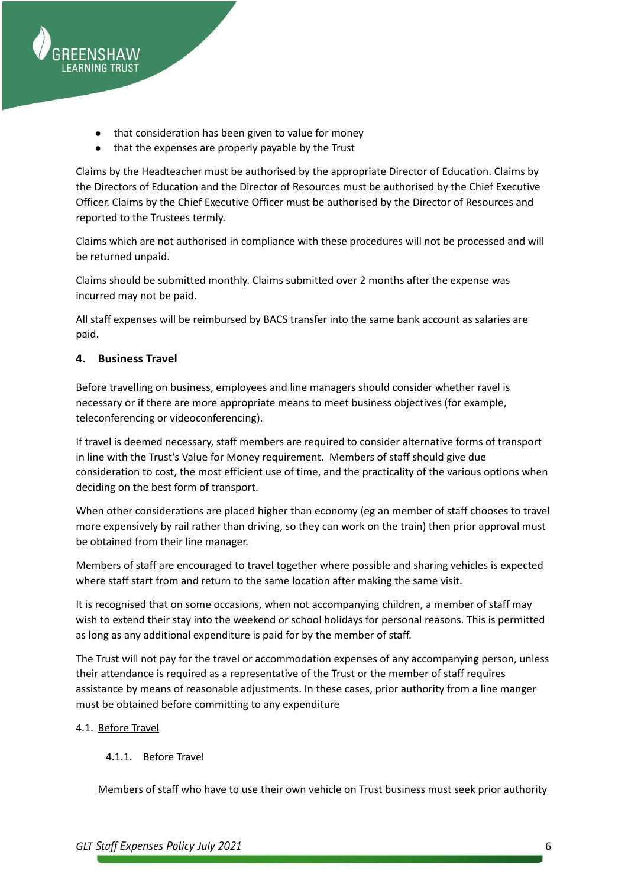- that consideration has been given to value for money
- that the expenses are properly payable by the Trust

Claims by the Headteacher must be authorised by the appropriate Director of Education. Claims by the Directors of Education and the Director of Resources must be authorised by the Chief Executive Officer. Claims by the Chief Executive Officer must be authorised by the Director of Resources and reported to the Trustees termly.

Claims which are not authorised in compliance with these procedures will not be processed and will be returned unpaid.

Claims should be submitted monthly. Claims submitted over 2 months after the expense was incurred may not be paid.

All staff expenses will be reimbursed by BACS transfer into the same bank account as salaries are paid.

## 4. Business Travel

Before travelling on business, employees and line managers should consider whether ravel is necessary or if there are more appropriate means to meet business objectives (for example, teleconferencing or videoconferencing).

If travel is deemed necessary, staff members are required to consider alternative forms of transport in line with the Trust's Value for Money requirement. Members of staff should give due consideration to cost, the most efficient use of time, and the practicality of the various options when deciding on the best form of transport.

When other considerations are placed higher than economy (eg an member of staff chooses to travel more expensively by rail rather than driving, so they can work on the train) then prior approval must be obtained from their line manager.

Members of staff are encouraged to travel together where possible and sharing vehicles is expected where staff start from and return to the same location after making the same visit.

It is recognised that on some occasions, when not accompanying children, a member of staff may wish to extend their stay into the weekend or school holidays for personal reasons. This is permitted as long as any additional expenditure is paid for by the member of staff.

The Trust will not pay for the travel or accommodation expenses of any accompanying person, unless their attendance is required as a representative of the Trust or the member of staff requires assistance by means of reasonable adjustments. In these cases, prior authority from a line manger must be obtained before committing to any expenditure

4.1. Before Travel

4.1.1. Before Travel

Members of staff who have to use their own vehicle on Trust business must seek prior authority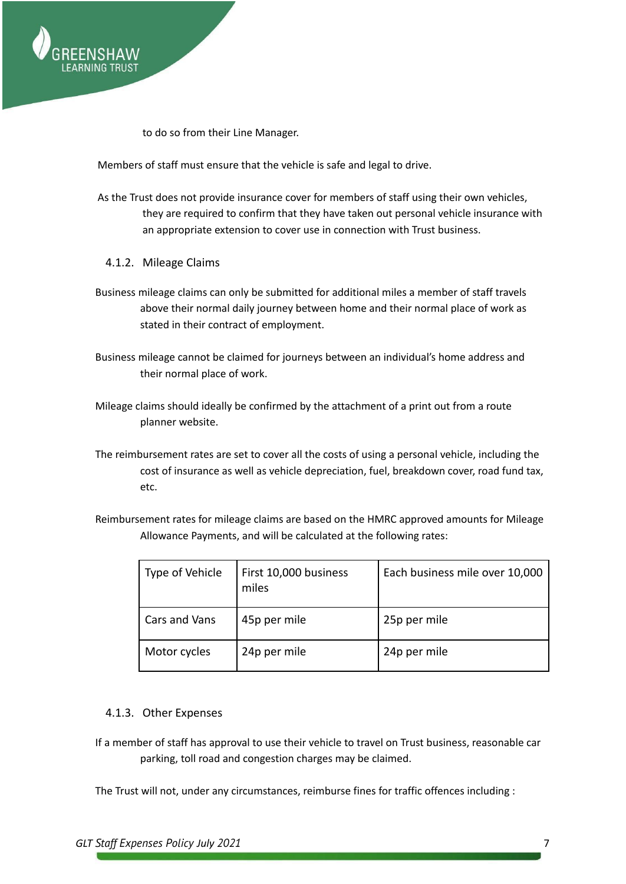to do so from their Line Manager.

Members of staff must ensure that the vehicle is safe and legal to drive.

As the Trust does not provide insurance cover for members of staff using their own vehicles, they are required to confirm that they have taken out personal vehicle insurance with an appropriate extension to cover use in connection with Trust business.

### 4.1.2. Mileage Claims

Business mileage claims can only be submitted for additional miles a member of staff travels above their normal daily journey between home and their normal place of work as stated in their contract of employment.

Business mileage cannot be claimed for journeys between an individual's home address and their normal place of work.

Mileage claims should ideally be confirmed by the attachment of a print out from a route planner website.

The reimbursement rates are set to cover all the costs of using a personal vehicle, including the cost of insurance as well as vehicle depreciation, fuel, breakdown cover, road fund tax, etc.

Reimbursement rates for mileage claims are based on the HMRC approved amounts for Mileage Allowance Payments, and will be calculated at the following rates:

| Type of Vehicle | First 10,000 business miles | Each business mile over 10,000 |
|---|---|---|
| Cars and Vans | 45p per mile | 25p per mile |
| Motor cycles | 24p per mile | 24p per mile |

### 4.1.3. Other Expenses

If a member of staff has approval to use their vehicle to travel on Trust business, reasonable car parking, toll road and congestion charges may be claimed.

The Trust will not, under any circumstances, reimburse fines for traffic offences including :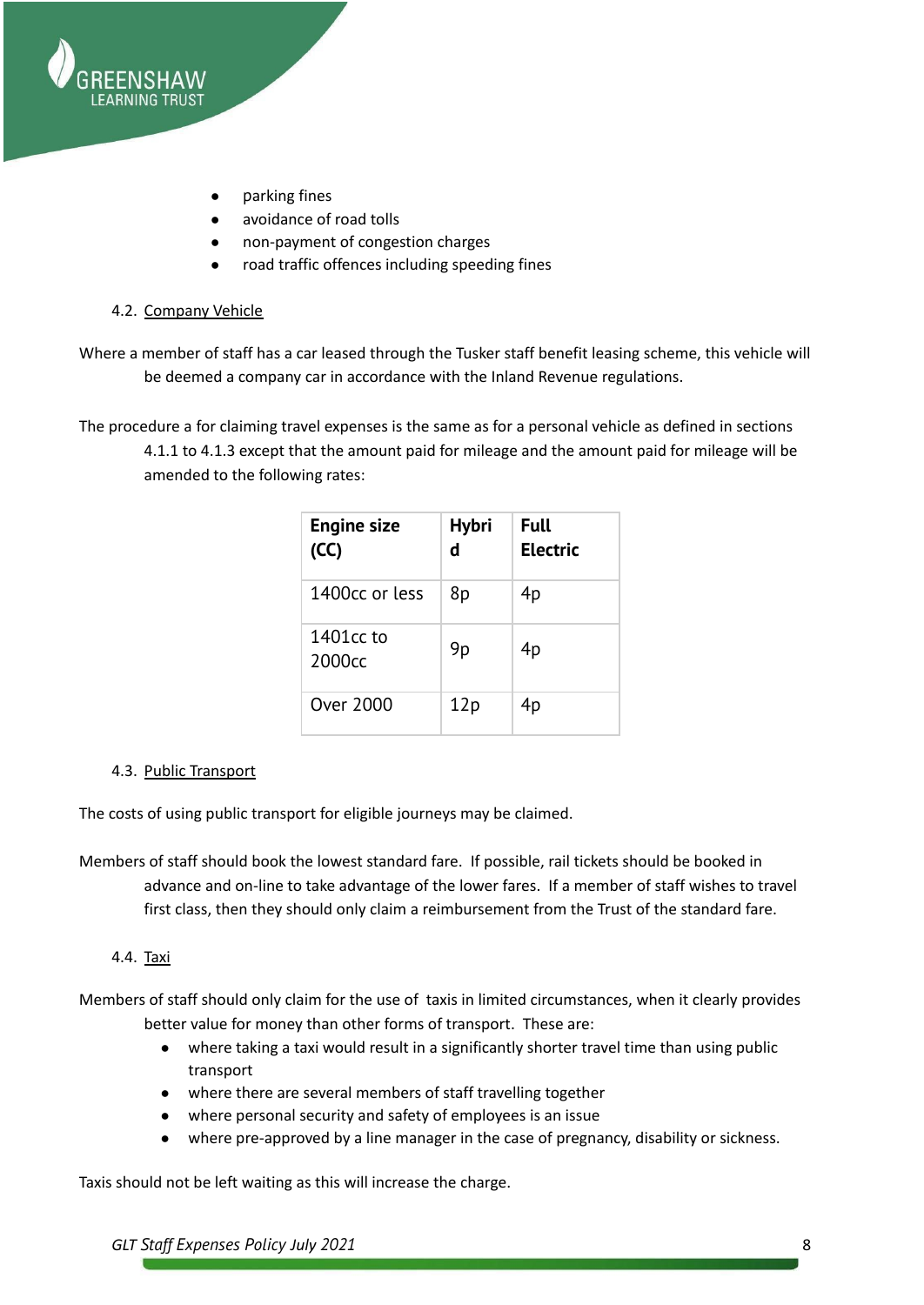- parking fines
- avoidance of road tolls
- non-payment of congestion charges
- road traffic offences including speeding fines

### 4.2. Company Vehicle

Where a member of staff has a car leased through the Tusker staff benefit leasing scheme, this vehicle will be deemed a company car in accordance with the Inland Revenue regulations.

The procedure a for claiming travel expenses is the same as for a personal vehicle as defined in sections 4.1.1 to 4.1.3 except that the amount paid for mileage and the amount paid for mileage will be amended to the following rates:

| Engine size (CC) | Hybrid | Full Electric |
| --- | --- | --- |
| 1400cc or less | 8p | 4p |
| 1401cc to 2000cc | 9p | 4p |
| Over 2000 | 12p | 4p |

### 4.3. Public Transport

The costs of using public transport for eligible journeys may be claimed.

Members of staff should book the lowest standard fare. If possible, rail tickets should be booked in advance and on-line to take advantage of the lower fares. If a member of staff wishes to travel first class, then they should only claim a reimbursement from the Trust of the standard fare.

### 4.4. Taxi

Members of staff should only claim for the use of taxis in limited circumstances, when it clearly provides better value for money than other forms of transport. These are:

- where taking a taxi would result in a significantly shorter travel time than using public transport
- where there are several members of staff travelling together
- where personal security and safety of employees is an issue
- where pre-approved by a line manager in the case of pregnancy, disability or sickness.

Taxis should not be left waiting as this will increase the charge.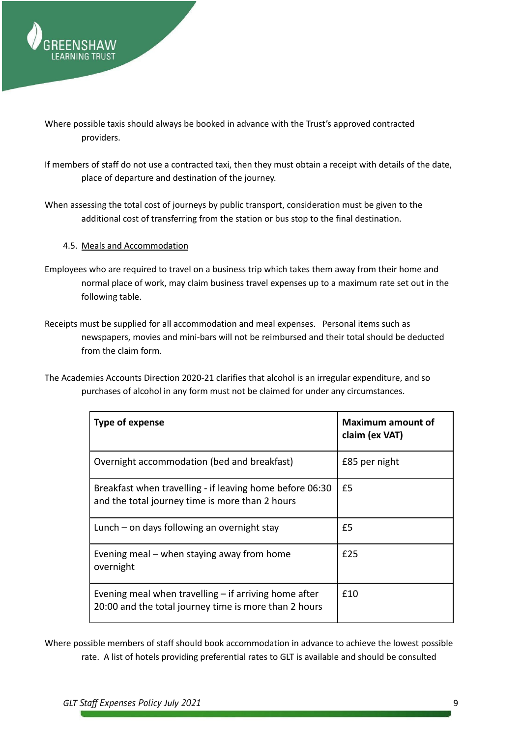Where possible taxis should always be booked in advance with the Trust's approved contracted providers.

If members of staff do not use a contracted taxi, then they must obtain a receipt with details of the date, place of departure and destination of the journey.

When assessing the total cost of journeys by public transport, consideration must be given to the additional cost of transferring from the station or bus stop to the final destination.

### 4.5. Meals and Accommodation

Employees who are required to travel on a business trip which takes them away from their home and normal place of work, may claim business travel expenses up to a maximum rate set out in the following table.

Receipts must be supplied for all accommodation and meal expenses. Personal items such as newspapers, movies and mini-bars will not be reimbursed and their total should be deducted from the claim form.

The Academies Accounts Direction 2020-21 clarifies that alcohol is an irregular expenditure, and so purchases of alcohol in any form must not be claimed for under any circumstances.

| **Type of expense** | **Maximum amount of claim (ex VAT)** |
|---|---|
| Overnight accommodation (bed and breakfast) | £85 per night |
| Breakfast when travelling - if leaving home before 06:30 and the total journey time is more than 2 hours | £5 |
| Lunch – on days following an overnight stay | £5 |
| Evening meal – when staying away from home overnight | £25 |
| Evening meal when travelling – if arriving home after 20:00 and the total journey time is more than 2 hours | £10 |

Where possible members of staff should book accommodation in advance to achieve the lowest possible rate. A list of hotels providing preferential rates to GLT is available and should be consulted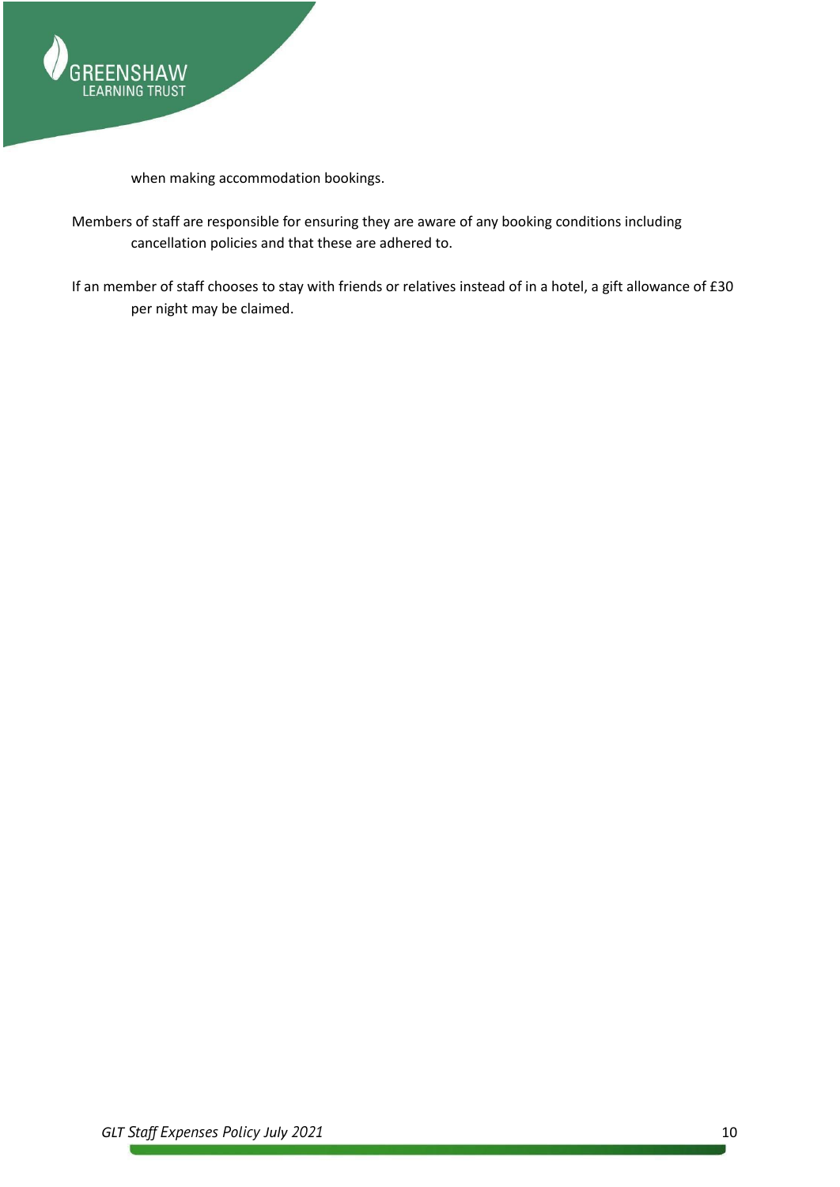when making accommodation bookings.

Members of staff are responsible for ensuring they are aware of any booking conditions including cancellation policies and that these are adhered to.

If an member of staff chooses to stay with friends or relatives instead of in a hotel, a gift allowance of £30 per night may be claimed.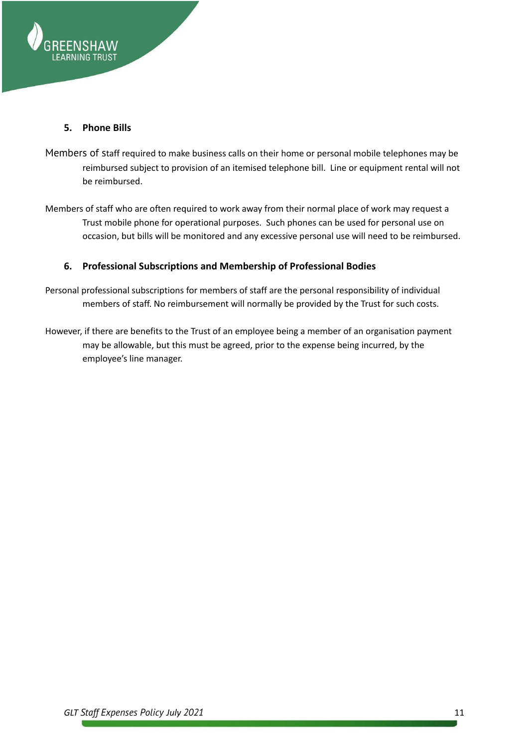## 5. Phone Bills

Members of staff required to make business calls on their home or personal mobile telephones may be reimbursed subject to provision of an itemised telephone bill. Line or equipment rental will not be reimbursed.

Members of staff who are often required to work away from their normal place of work may request a Trust mobile phone for operational purposes. Such phones can be used for personal use on occasion, but bills will be monitored and any excessive personal use will need to be reimbursed.

## 6. Professional Subscriptions and Membership of Professional Bodies

Personal professional subscriptions for members of staff are the personal responsibility of individual members of staff. No reimbursement will normally be provided by the Trust for such costs.

However, if there are benefits to the Trust of an employee being a member of an organisation payment may be allowable, but this must be agreed, prior to the expense being incurred, by the employee's line manager.